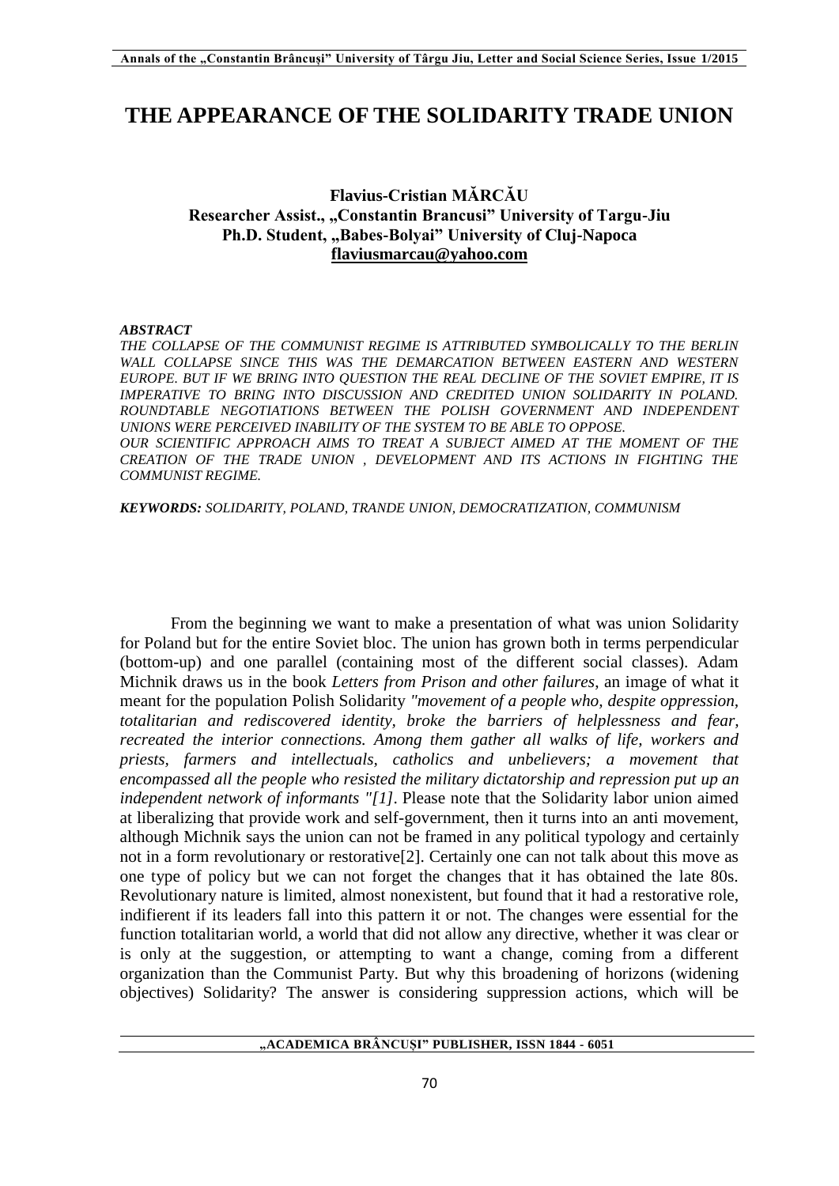# THE APPEARANCE OF THE SOLIDARITY TRADE UNION

**Flavius-Cristian MĂRCĂU**
**Researcher Assist., „Constantin Brancusi" University of Targu-Jiu**
**Ph.D. Student, „Babes-Bolyai" University of Cluj-Napoca**
**flaviusmarcau@yahoo.com**

***ABSTRACT***

*THE COLLAPSE OF THE COMMUNIST REGIME IS ATTRIBUTED SYMBOLICALLY TO THE BERLIN WALL COLLAPSE SINCE THIS WAS THE DEMARCATION BETWEEN EASTERN AND WESTERN EUROPE. BUT IF WE BRING INTO QUESTION THE REAL DECLINE OF THE SOVIET EMPIRE, IT IS IMPERATIVE TO BRING INTO DISCUSSION AND CREDITED UNION SOLIDARITY IN POLAND. ROUNDTABLE NEGOTIATIONS BETWEEN THE POLISH GOVERNMENT AND INDEPENDENT UNIONS WERE PERCEIVED INABILITY OF THE SYSTEM TO BE ABLE TO OPPOSE.*

*OUR SCIENTIFIC APPROACH AIMS TO TREAT A SUBJECT AIMED AT THE MOMENT OF THE CREATION OF THE TRADE UNION , DEVELOPMENT AND ITS ACTIONS IN FIGHTING THE COMMUNIST REGIME.*

***KEYWORDS:*** *SOLIDARITY, POLAND, TRANDE UNION, DEMOCRATIZATION, COMMUNISM*

From the beginning we want to make a presentation of what was union Solidarity for Poland but for the entire Soviet bloc. The union has grown both in terms perpendicular (bottom-up) and one parallel (containing most of the different social classes). Adam Michnik draws us in the book *Letters from Prison and other failures*, an image of what it meant for the population Polish Solidarity *"movement of a people who, despite oppression, totalitarian and rediscovered identity, broke the barriers of helplessness and fear, recreated the interior connections. Among them gather all walks of life, workers and priests, farmers and intellectuals, catholics and unbelievers; a movement that encompassed all the people who resisted the military dictatorship and repression put up an independent network of informants "[1]*. Please note that the Solidarity labor union aimed at liberalizing that provide work and self-government, then it turns into an anti movement, although Michnik says the union can not be framed in any political typology and certainly not in a form revolutionary or restorative[2]. Certainly one can not talk about this move as one type of policy but we can not forget the changes that it has obtained the late 80s. Revolutionary nature is limited, almost nonexistent, but found that it had a restorative role, indifierent if its leaders fall into this pattern it or not. The changes were essential for the function totalitarian world, a world that did not allow any directive, whether it was clear or is only at the suggestion, or attempting to want a change, coming from a different organization than the Communist Party. But why this broadening of horizons (widening objectives) Solidarity? The answer is considering suppression actions, which will be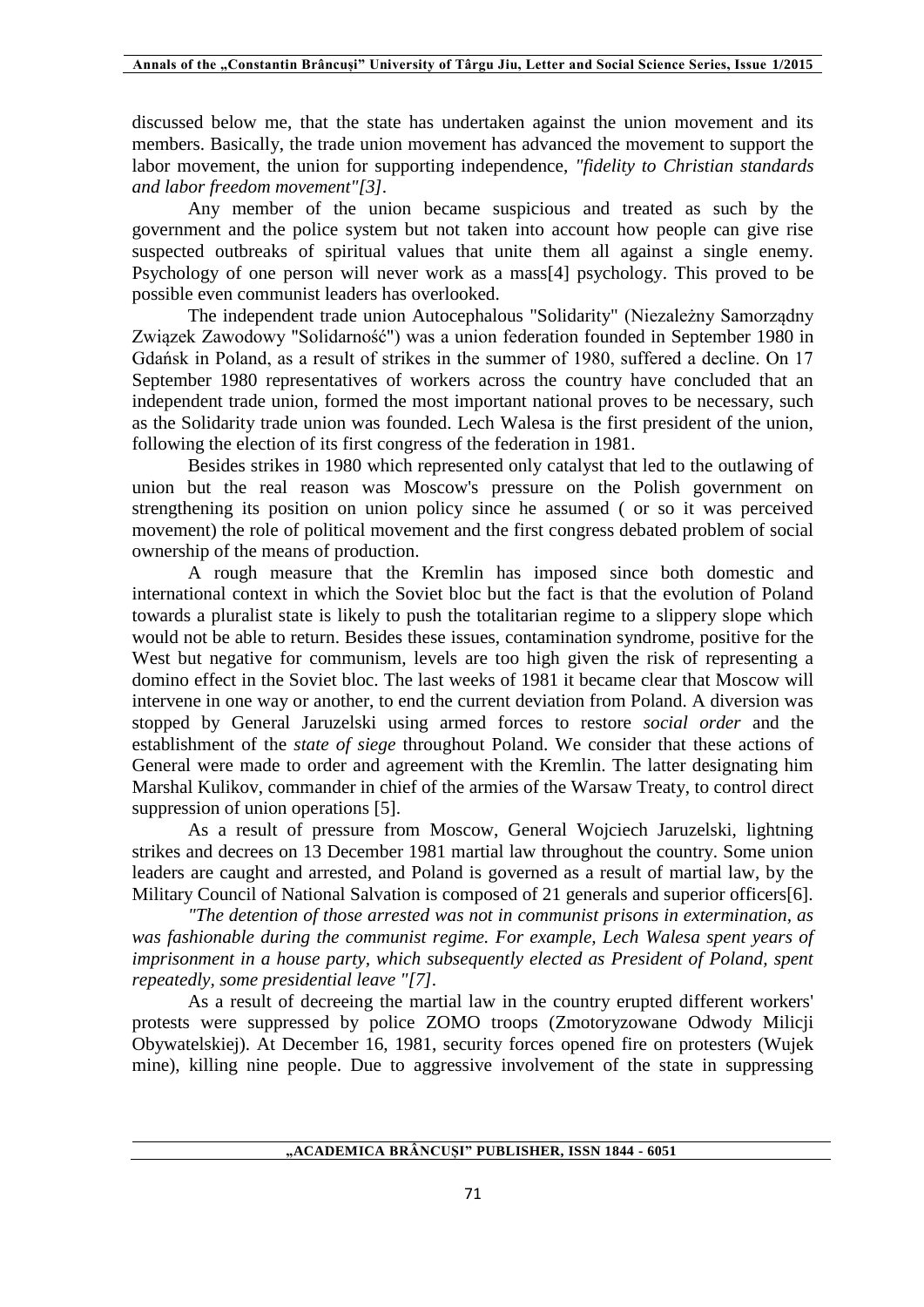discussed below me, that the state has undertaken against the union movement and its members. Basically, the trade union movement has advanced the movement to support the labor movement, the union for supporting independence, *"fidelity to Christian standards and labor freedom movement"[3]*.

Any member of the union became suspicious and treated as such by the government and the police system but not taken into account how people can give rise suspected outbreaks of spiritual values that unite them all against a single enemy. Psychology of one person will never work as a mass[4] psychology. This proved to be possible even communist leaders has overlooked.

The independent trade union Autocephalous "Solidarity" (Niezależny Samorządny Związek Zawodowy "Solidarność") was a union federation founded in September 1980 in Gdańsk in Poland, as a result of strikes in the summer of 1980, suffered a decline. On 17 September 1980 representatives of workers across the country have concluded that an independent trade union, formed the most important national proves to be necessary, such as the Solidarity trade union was founded. Lech Walesa is the first president of the union, following the election of its first congress of the federation in 1981.

Besides strikes in 1980 which represented only catalyst that led to the outlawing of union but the real reason was Moscow's pressure on the Polish government on strengthening its position on union policy since he assumed ( or so it was perceived movement) the role of political movement and the first congress debated problem of social ownership of the means of production.

A rough measure that the Kremlin has imposed since both domestic and international context in which the Soviet bloc but the fact is that the evolution of Poland towards a pluralist state is likely to push the totalitarian regime to a slippery slope which would not be able to return. Besides these issues, contamination syndrome, positive for the West but negative for communism, levels are too high given the risk of representing a domino effect in the Soviet bloc. The last weeks of 1981 it became clear that Moscow will intervene in one way or another, to end the current deviation from Poland. A diversion was stopped by General Jaruzelski using armed forces to restore *social order* and the establishment of the *state of siege* throughout Poland. We consider that these actions of General were made to order and agreement with the Kremlin. The latter designating him Marshal Kulikov, commander in chief of the armies of the Warsaw Treaty, to control direct suppression of union operations [5].

As a result of pressure from Moscow, General Wojciech Jaruzelski, lightning strikes and decrees on 13 December 1981 martial law throughout the country. Some union leaders are caught and arrested, and Poland is governed as a result of martial law, by the Military Council of National Salvation is composed of 21 generals and superior officers[6].

*"The detention of those arrested was not in communist prisons in extermination, as was fashionable during the communist regime. For example, Lech Walesa spent years of imprisonment in a house party, which subsequently elected as President of Poland, spent repeatedly, some presidential leave "[7]*.

As a result of decreeing the martial law in the country erupted different workers' protests were suppressed by police ZOMO troops (Zmotoryzowane Odwody Milicji Obywatelskiej). At December 16, 1981, security forces opened fire on protesters (Wujek mine), killing nine people. Due to aggressive involvement of the state in suppressing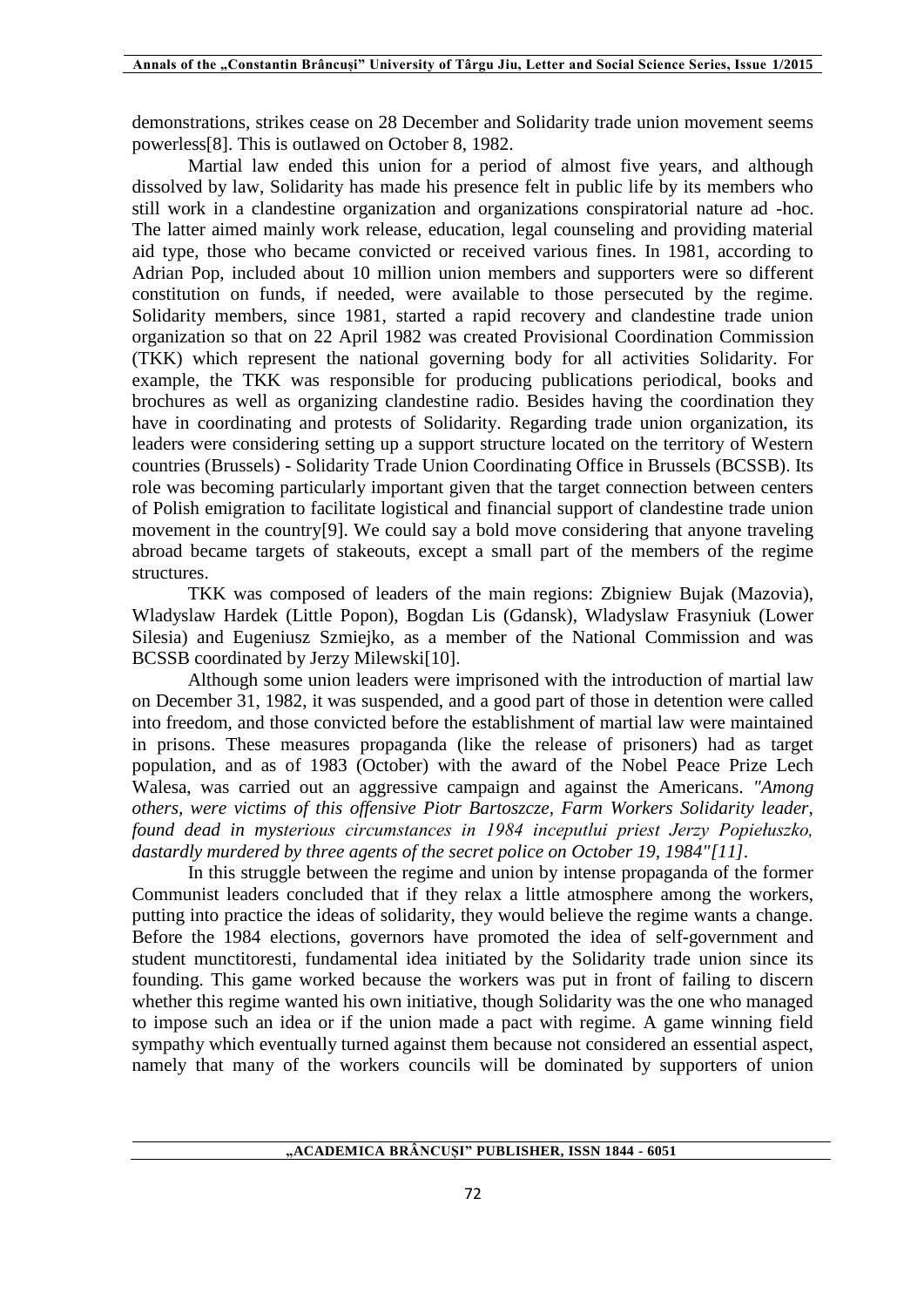demonstrations, strikes cease on 28 December and Solidarity trade union movement seems powerless[8]. This is outlawed on October 8, 1982.

Martial law ended this union for a period of almost five years, and although dissolved by law, Solidarity has made his presence felt in public life by its members who still work in a clandestine organization and organizations conspiratorial nature ad -hoc. The latter aimed mainly work release, education, legal counseling and providing material aid type, those who became convicted or received various fines. In 1981, according to Adrian Pop, included about 10 million union members and supporters were so different constitution on funds, if needed, were available to those persecuted by the regime. Solidarity members, since 1981, started a rapid recovery and clandestine trade union organization so that on 22 April 1982 was created Provisional Coordination Commission (TKK) which represent the national governing body for all activities Solidarity. For example, the TKK was responsible for producing publications periodical, books and brochures as well as organizing clandestine radio. Besides having the coordination they have in coordinating and protests of Solidarity. Regarding trade union organization, its leaders were considering setting up a support structure located on the territory of Western countries (Brussels) - Solidarity Trade Union Coordinating Office in Brussels (BCSSB). Its role was becoming particularly important given that the target connection between centers of Polish emigration to facilitate logistical and financial support of clandestine trade union movement in the country[9]. We could say a bold move considering that anyone traveling abroad became targets of stakeouts, except a small part of the members of the regime structures.

TKK was composed of leaders of the main regions: Zbigniew Bujak (Mazovia), Wladyslaw Hardek (Little Popon), Bogdan Lis (Gdansk), Wladyslaw Frasyniuk (Lower Silesia) and Eugeniusz Szmiejko, as a member of the National Commission and was BCSSB coordinated by Jerzy Milewski[10].

Although some union leaders were imprisoned with the introduction of martial law on December 31, 1982, it was suspended, and a good part of those in detention were called into freedom, and those convicted before the establishment of martial law were maintained in prisons. These measures propaganda (like the release of prisoners) had as target population, and as of 1983 (October) with the award of the Nobel Peace Prize Lech Walesa, was carried out an aggressive campaign and against the Americans. *"Among others, were victims of this offensive Piotr Bartoszcze, Farm Workers Solidarity leader, found dead in mysterious circumstances in 1984 inceputlui priest Jerzy Popiełuszko, dastardly murdered by three agents of the secret police on October 19, 1984"[11].*

In this struggle between the regime and union by intense propaganda of the former Communist leaders concluded that if they relax a little atmosphere among the workers, putting into practice the ideas of solidarity, they would believe the regime wants a change. Before the 1984 elections, governors have promoted the idea of self-government and student munctitoresti, fundamental idea initiated by the Solidarity trade union since its founding. This game worked because the workers was put in front of failing to discern whether this regime wanted his own initiative, though Solidarity was the one who managed to impose such an idea or if the union made a pact with regime. A game winning field sympathy which eventually turned against them because not considered an essential aspect, namely that many of the workers councils will be dominated by supporters of union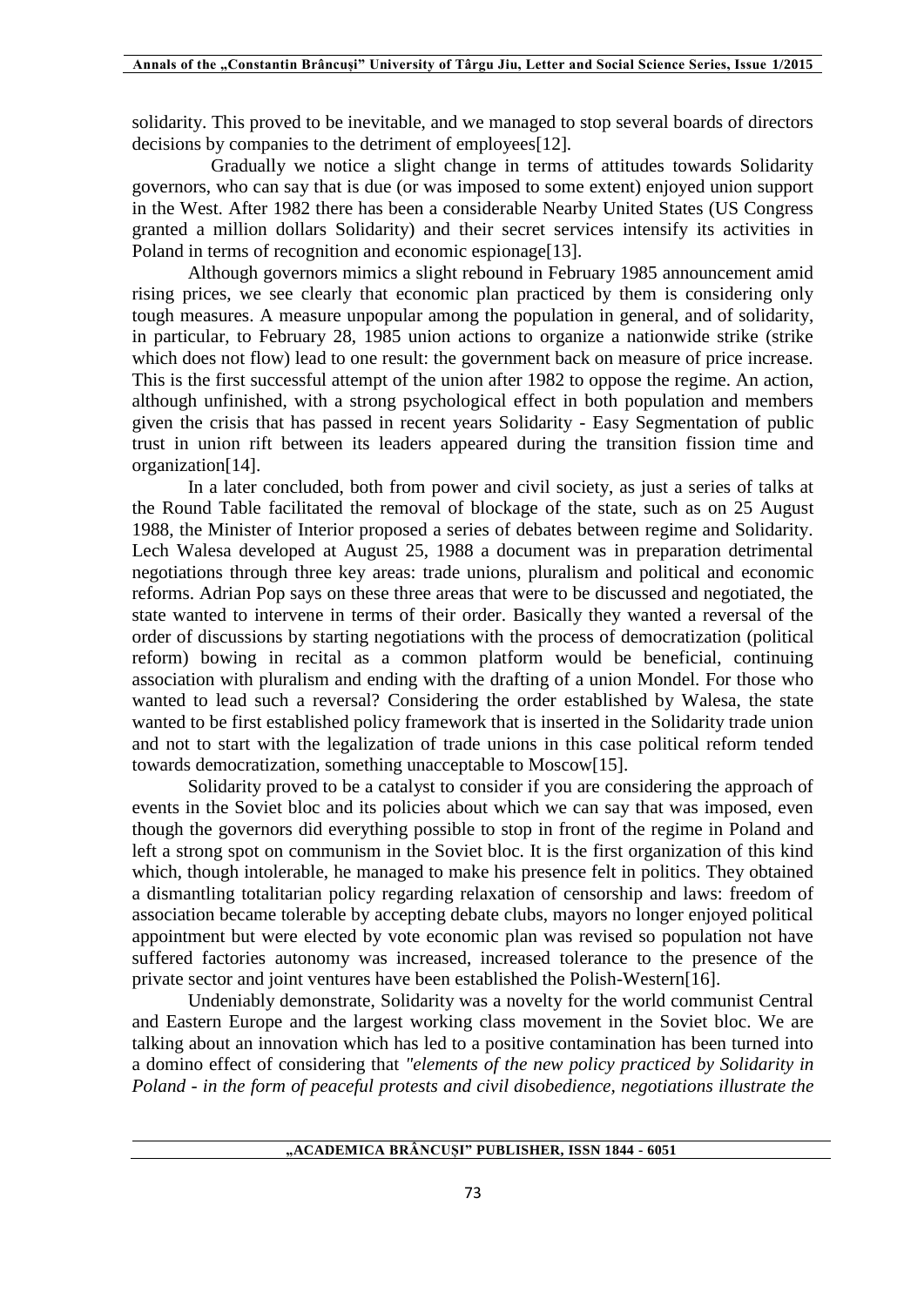solidarity. This proved to be inevitable, and we managed to stop several boards of directors decisions by companies to the detriment of employees[12].

Gradually we notice a slight change in terms of attitudes towards Solidarity governors, who can say that is due (or was imposed to some extent) enjoyed union support in the West. After 1982 there has been a considerable Nearby United States (US Congress granted a million dollars Solidarity) and their secret services intensify its activities in Poland in terms of recognition and economic espionage[13].

Although governors mimics a slight rebound in February 1985 announcement amid rising prices, we see clearly that economic plan practiced by them is considering only tough measures. A measure unpopular among the population in general, and of solidarity, in particular, to February 28, 1985 union actions to organize a nationwide strike (strike which does not flow) lead to one result: the government back on measure of price increase. This is the first successful attempt of the union after 1982 to oppose the regime. An action, although unfinished, with a strong psychological effect in both population and members given the crisis that has passed in recent years Solidarity - Easy Segmentation of public trust in union rift between its leaders appeared during the transition fission time and organization[14].

In a later concluded, both from power and civil society, as just a series of talks at the Round Table facilitated the removal of blockage of the state, such as on 25 August 1988, the Minister of Interior proposed a series of debates between regime and Solidarity. Lech Walesa developed at August 25, 1988 a document was in preparation detrimental negotiations through three key areas: trade unions, pluralism and political and economic reforms. Adrian Pop says on these three areas that were to be discussed and negotiated, the state wanted to intervene in terms of their order. Basically they wanted a reversal of the order of discussions by starting negotiations with the process of democratization (political reform) bowing in recital as a common platform would be beneficial, continuing association with pluralism and ending with the drafting of a union Mondel. For those who wanted to lead such a reversal? Considering the order established by Walesa, the state wanted to be first established policy framework that is inserted in the Solidarity trade union and not to start with the legalization of trade unions in this case political reform tended towards democratization, something unacceptable to Moscow[15].

Solidarity proved to be a catalyst to consider if you are considering the approach of events in the Soviet bloc and its policies about which we can say that was imposed, even though the governors did everything possible to stop in front of the regime in Poland and left a strong spot on communism in the Soviet bloc. It is the first organization of this kind which, though intolerable, he managed to make his presence felt in politics. They obtained a dismantling totalitarian policy regarding relaxation of censorship and laws: freedom of association became tolerable by accepting debate clubs, mayors no longer enjoyed political appointment but were elected by vote economic plan was revised so population not have suffered factories autonomy was increased, increased tolerance to the presence of the private sector and joint ventures have been established the Polish-Western[16].

Undeniably demonstrate, Solidarity was a novelty for the world communist Central and Eastern Europe and the largest working class movement in the Soviet bloc. We are talking about an innovation which has led to a positive contamination has been turned into a domino effect of considering that *"elements of the new policy practiced by Solidarity in Poland - in the form of peaceful protests and civil disobedience, negotiations illustrate the*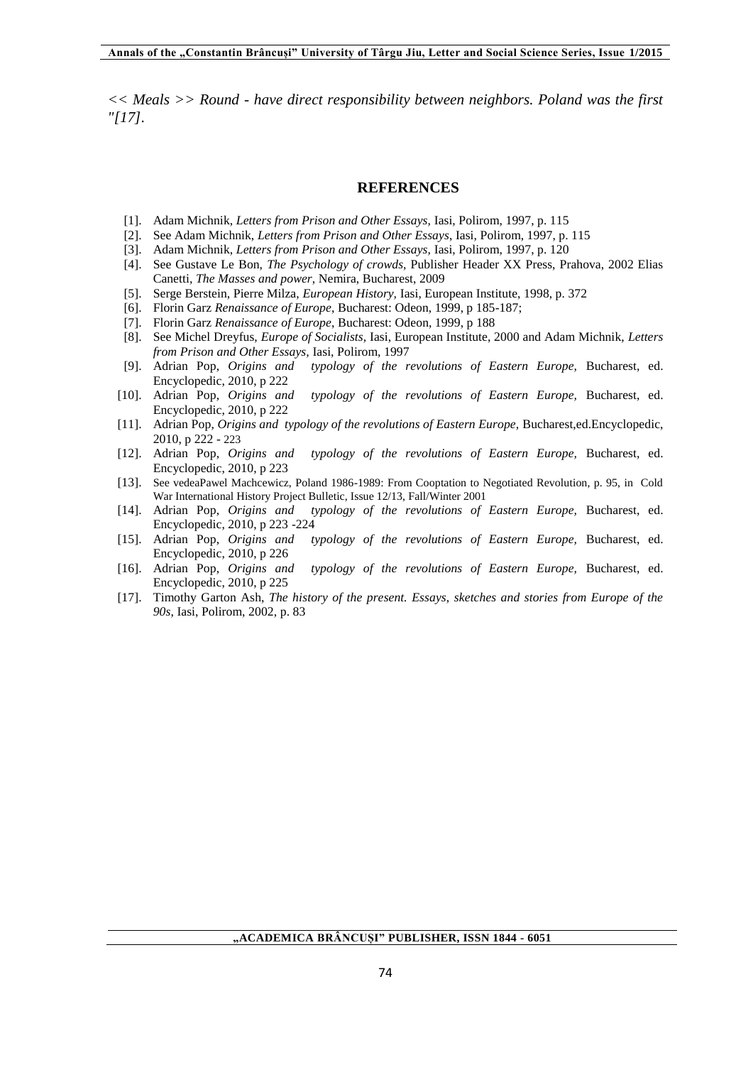*<< Meals >> Round - have direct responsibility between neighbors. Poland was the first "[17].*

## REFERENCES

[1]. Adam Michnik, *Letters from Prison and Other Essays,* Iasi, Polirom, 1997, p. 115

[2]. See Adam Michnik, *Letters from Prison and Other Essays*, Iasi, Polirom, 1997, p. 115

[3]. Adam Michnik, *Letters from Prison and Other Essays,* Iasi, Polirom, 1997, p. 120

[4]. See Gustave Le Bon, *The Psychology of crowds*, Publisher Header XX Press, Prahova, 2002 Elias Canetti, *The Masses and power*, Nemira, Bucharest, 2009

[5]. Serge Berstein, Pierre Milza, *European History,* Iasi, European Institute, 1998, p. 372

[6]. Florin Garz *Renaissance of Europe*, Bucharest: Odeon, 1999, p 185-187;

[7]. Florin Garz *Renaissance of Europe*, Bucharest: Odeon, 1999, p 188

[8]. See Michel Dreyfus, *Europe of Socialists,* Iasi, European Institute, 2000 and Adam Michnik, *Letters from Prison and Other Essays,* Iasi, Polirom, 1997

[9]. Adrian Pop, *Origins and typology of the revolutions of Eastern Europe,* Bucharest, ed. Encyclopedic, 2010, p 222

[10]. Adrian Pop, *Origins and typology of the revolutions of Eastern Europe,* Bucharest, ed. Encyclopedic, 2010, p 222

[11]. Adrian Pop, *Origins and typology of the revolutions of Eastern Europe,* Bucharest,ed.Encyclopedic, 2010, p 222 - 223

[12]. Adrian Pop, *Origins and typology of the revolutions of Eastern Europe,* Bucharest, ed. Encyclopedic, 2010, p 223

[13]. See vedeaPawel Machcewicz, Poland 1986-1989: From Cooptation to Negotiated Revolution, p. 95, in Cold War International History Project Bulletic, Issue 12/13, Fall/Winter 2001

[14]. Adrian Pop, *Origins and typology of the revolutions of Eastern Europe,* Bucharest, ed. Encyclopedic, 2010, p 223 -224

[15]. Adrian Pop, *Origins and typology of the revolutions of Eastern Europe,* Bucharest, ed. Encyclopedic, 2010, p 226

[16]. Adrian Pop, *Origins and typology of the revolutions of Eastern Europe,* Bucharest, ed. Encyclopedic, 2010, p 225

[17]. Timothy Garton Ash, *The history of the present. Essays, sketches and stories from Europe of the 90s,* Iasi, Polirom, 2002, p. 83